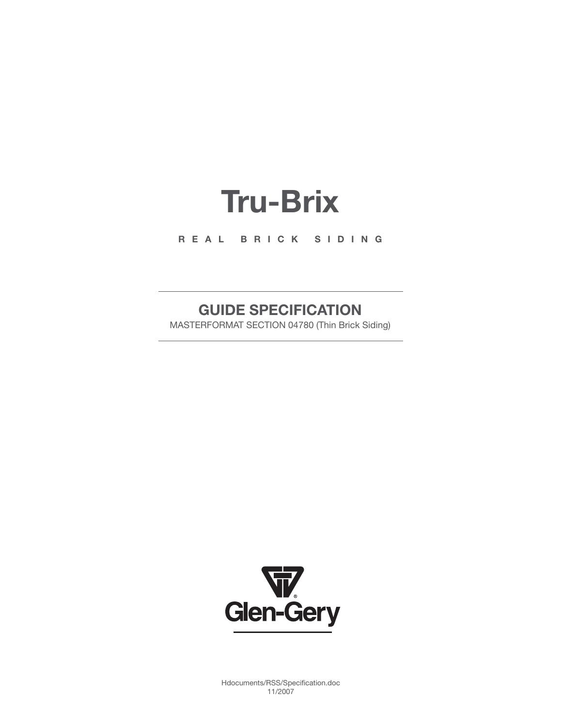# Tru-Brix

R E A L   B R I C K   S I D I N G

## GUIDE SPECIFICATION

MASTERFORMAT SECTION 04780 (Thin Brick Siding)

Glen-Gery

Hdocuments/RSS/Specification.doc
11/2007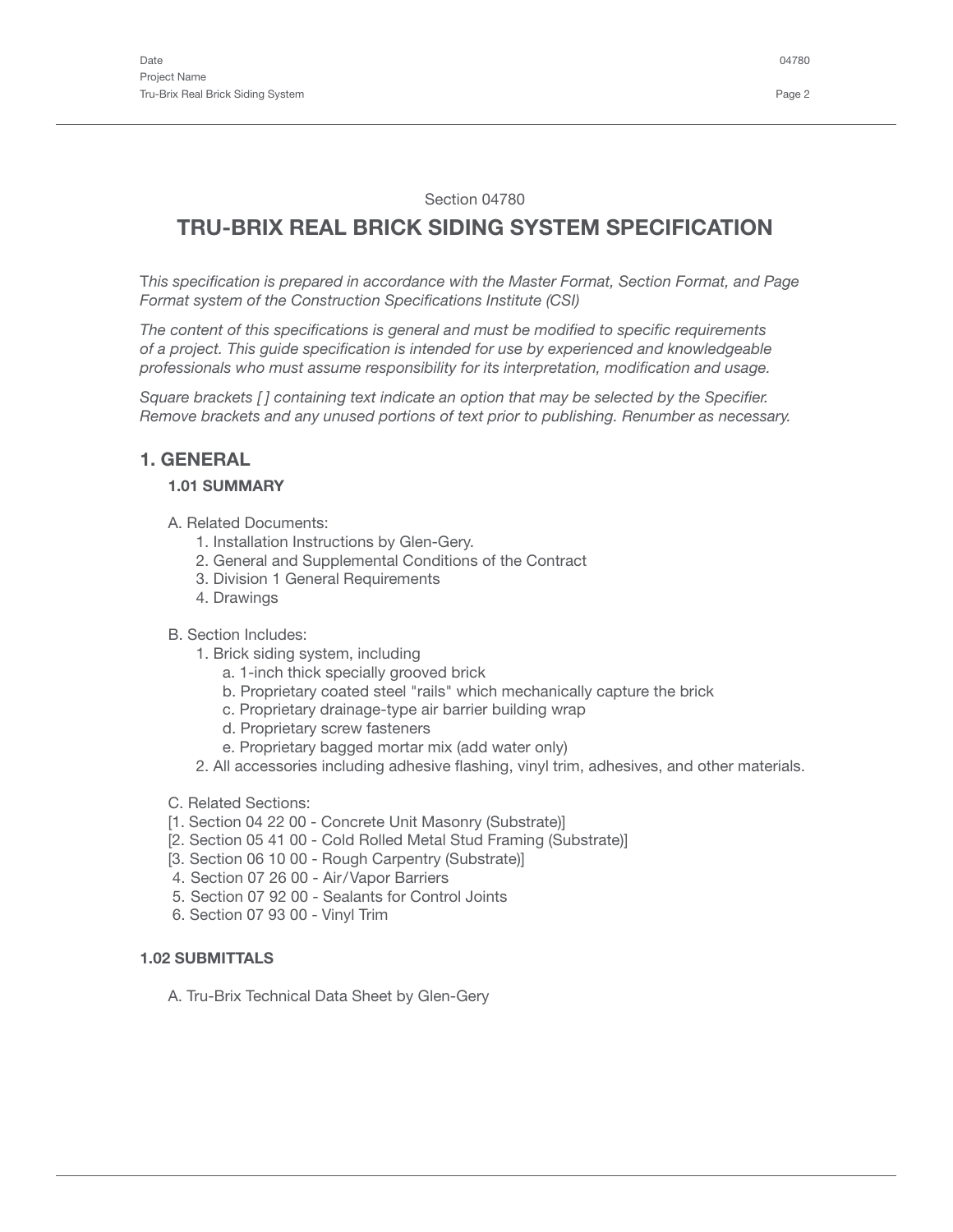Section 04780

# TRU-BRIX REAL BRICK SIDING SYSTEM SPECIFICATION

*This specification is prepared in accordance with the Master Format, Section Format, and Page Format system of the Construction Specifications Institute (CSI)*

*The content of this specifications is general and must be modified to specific requirements of a project. This guide specification is intended for use by experienced and knowledgeable professionals who must assume responsibility for its interpretation, modification and usage.*

*Square brackets [ ] containing text indicate an option that may be selected by the Specifier. Remove brackets and any unused portions of text prior to publishing. Renumber as necessary.*

## 1. GENERAL

### 1.01 SUMMARY

A. Related Documents:
1. Installation Instructions by Glen-Gery.
2. General and Supplemental Conditions of the Contract
3. Division 1 General Requirements
4. Drawings

B. Section Includes:
1. Brick siding system, including
    a. 1-inch thick specially grooved brick
    b. Proprietary coated steel "rails" which mechanically capture the brick
    c. Proprietary drainage-type air barrier building wrap
    d. Proprietary screw fasteners
    e. Proprietary bagged mortar mix (add water only)
2. All accessories including adhesive flashing, vinyl trim, adhesives, and other materials.

C. Related Sections:
[1. Section 04 22 00 - Concrete Unit Masonry (Substrate)]
[2. Section 05 41 00 - Cold Rolled Metal Stud Framing (Substrate)]
[3. Section 06 10 00 - Rough Carpentry (Substrate)]
4. Section 07 26 00 - Air/Vapor Barriers
5. Section 07 92 00 - Sealants for Control Joints
6. Section 07 93 00 - Vinyl Trim

### 1.02 SUBMITTALS

A. Tru-Brix Technical Data Sheet by Glen-Gery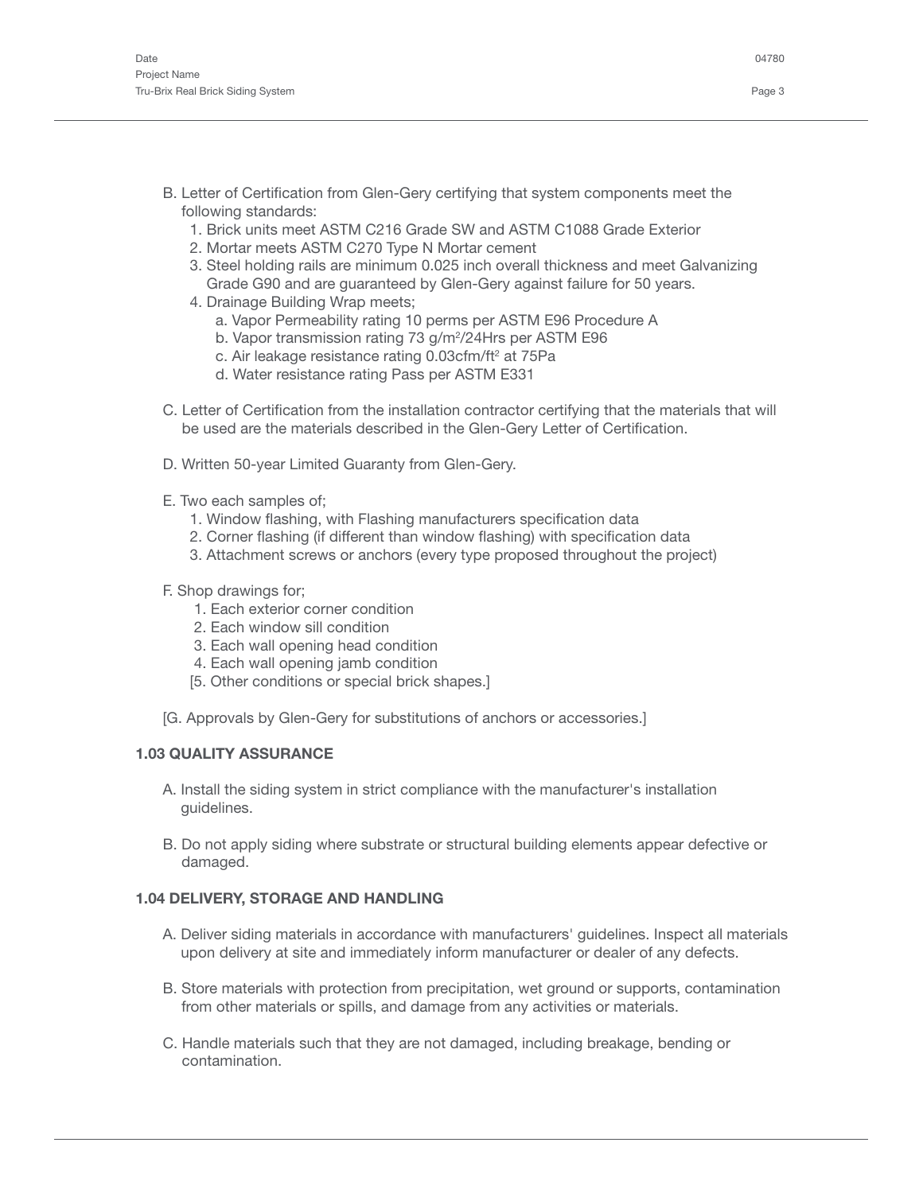B. Letter of Certification from Glen-Gery certifying that system components meet the following standards:

1. Brick units meet ASTM C216 Grade SW and ASTM C1088 Grade Exterior
2. Mortar meets ASTM C270 Type N Mortar cement
3. Steel holding rails are minimum 0.025 inch overall thickness and meet Galvanizing Grade G90 and are guaranteed by Glen-Gery against failure for 50 years.
4. Drainage Building Wrap meets;
   a. Vapor Permeability rating 10 perms per ASTM E96 Procedure A
   b. Vapor transmission rating 73 g/m$^2$/24Hrs per ASTM E96
   c. Air leakage resistance rating 0.03cfm/ft$^2$ at 75Pa
   d. Water resistance rating Pass per ASTM E331

C. Letter of Certification from the installation contractor certifying that the materials that will be used are the materials described in the Glen-Gery Letter of Certification.

D. Written 50-year Limited Guaranty from Glen-Gery.

E. Two each samples of;

1. Window flashing, with Flashing manufacturers specification data
2. Corner flashing (if different than window flashing) with specification data
3. Attachment screws or anchors (every type proposed throughout the project)

F. Shop drawings for;

1. Each exterior corner condition
2. Each window sill condition
3. Each wall opening head condition
4. Each wall opening jamb condition

[5. Other conditions or special brick shapes.]

[G. Approvals by Glen-Gery for substitutions of anchors or accessories.]

### 1.03 QUALITY ASSURANCE

A. Install the siding system in strict compliance with the manufacturer's installation guidelines.

B. Do not apply siding where substrate or structural building elements appear defective or damaged.

### 1.04 DELIVERY, STORAGE AND HANDLING

A. Deliver siding materials in accordance with manufacturers' guidelines. Inspect all materials upon delivery at site and immediately inform manufacturer or dealer of any defects.

B. Store materials with protection from precipitation, wet ground or supports, contamination from other materials or spills, and damage from any activities or materials.

C. Handle materials such that they are not damaged, including breakage, bending or contamination.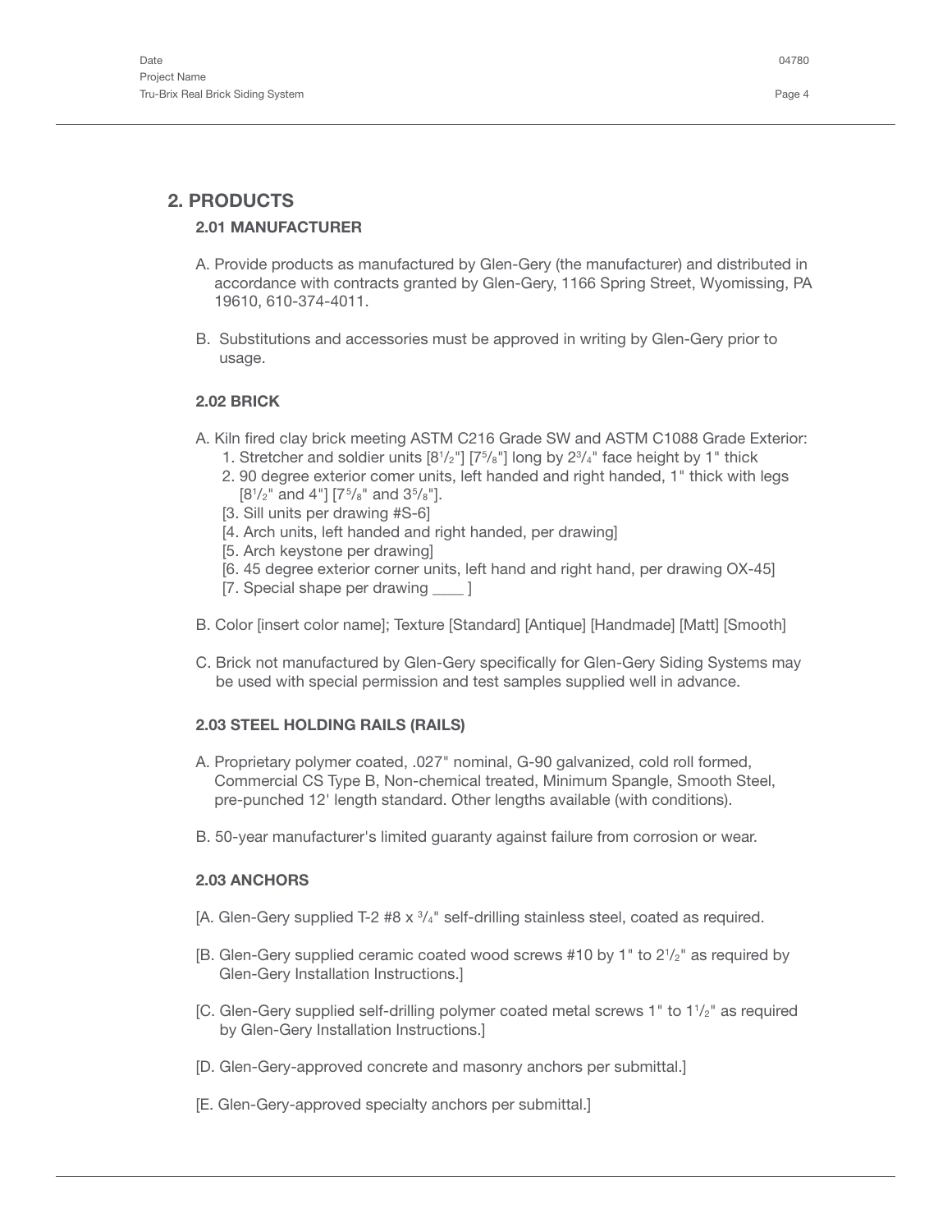# 2. PRODUCTS

## 2.01 MANUFACTURER

A. Provide products as manufactured by Glen-Gery (the manufacturer) and distributed in accordance with contracts granted by Glen-Gery, 1166 Spring Street, Wyomissing, PA 19610, 610-374-4011.

B. Substitutions and accessories must be approved in writing by Glen-Gery prior to usage.

## 2.02 BRICK

A. Kiln fired clay brick meeting ASTM C216 Grade SW and ASTM C1088 Grade Exterior:

1. Stretcher and soldier units [8 1/2"] [7 5/8"] long by 2 3/4" face height by 1" thick
2. 90 degree exterior comer units, left handed and right handed, 1" thick with legs [8 1/2" and 4"] [7 5/8" and 3 5/8"].

[3. Sill units per drawing #S-6]

[4. Arch units, left handed and right handed, per drawing]

[5. Arch keystone per drawing]

[6. 45 degree exterior corner units, left hand and right hand, per drawing OX-45]

[7. Special shape per drawing ____ ]

B. Color [insert color name]; Texture [Standard] [Antique] [Handmade] [Matt] [Smooth]

C. Brick not manufactured by Glen-Gery specifically for Glen-Gery Siding Systems may be used with special permission and test samples supplied well in advance.

## 2.03 STEEL HOLDING RAILS (RAILS)

A. Proprietary polymer coated, .027" nominal, G-90 galvanized, cold roll formed, Commercial CS Type B, Non-chemical treated, Minimum Spangle, Smooth Steel, pre-punched 12' length standard. Other lengths available (with conditions).

B. 50-year manufacturer's limited guaranty against failure from corrosion or wear.

## 2.03 ANCHORS

[A. Glen-Gery supplied T-2 #8 x 3/4" self-drilling stainless steel, coated as required.

[B. Glen-Gery supplied ceramic coated wood screws #10 by 1" to 2 1/2" as required by Glen-Gery Installation Instructions.]

[C. Glen-Gery supplied self-drilling polymer coated metal screws 1" to 1 1/2" as required by Glen-Gery Installation Instructions.]

[D. Glen-Gery-approved concrete and masonry anchors per submittal.]

[E. Glen-Gery-approved specialty anchors per submittal.]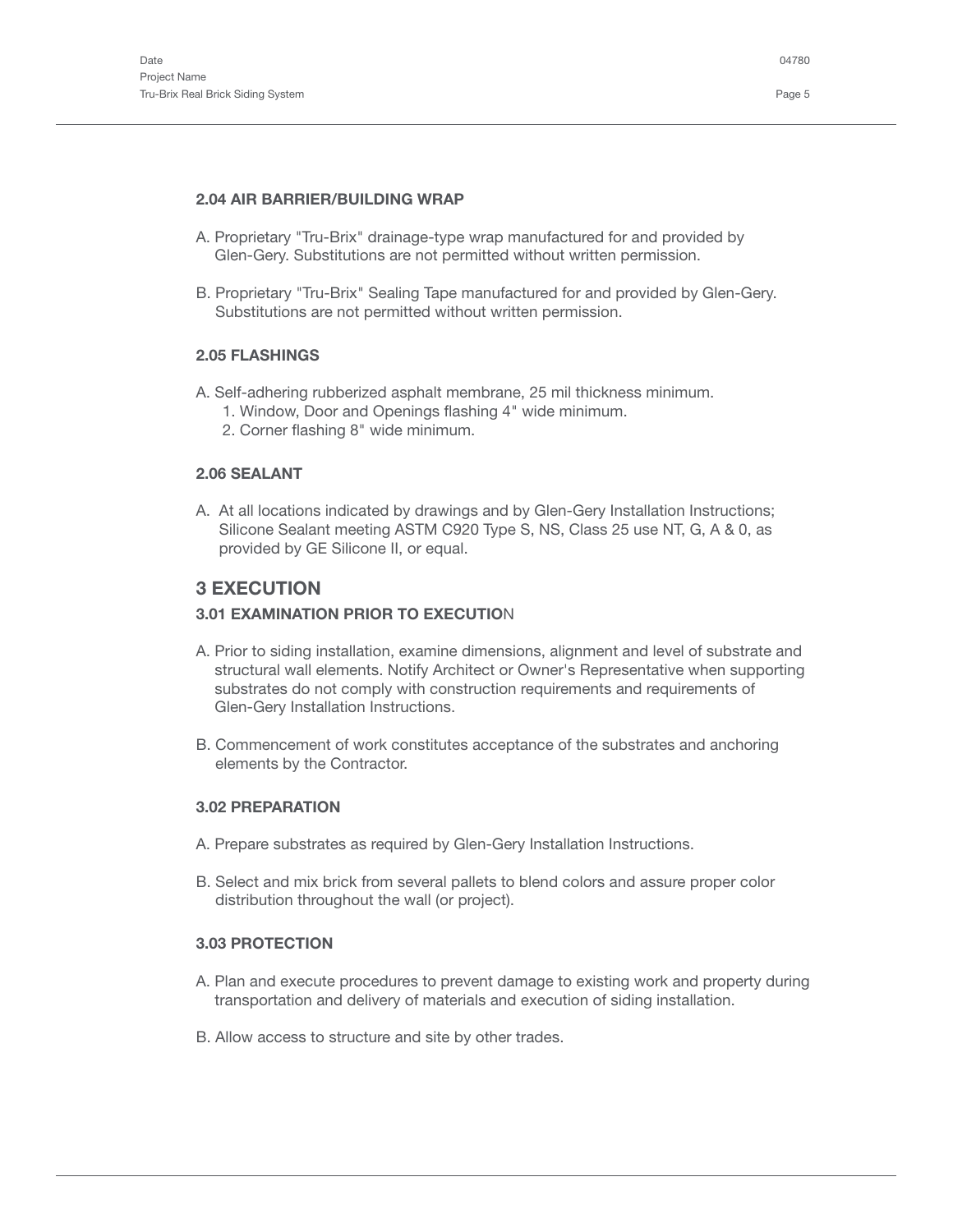### 2.04 AIR BARRIER/BUILDING WRAP

A. Proprietary "Tru-Brix" drainage-type wrap manufactured for and provided by Glen-Gery. Substitutions are not permitted without written permission.

B. Proprietary "Tru-Brix" Sealing Tape manufactured for and provided by Glen-Gery. Substitutions are not permitted without written permission.

### 2.05 FLASHINGS

A. Self-adhering rubberized asphalt membrane, 25 mil thickness minimum.
   1. Window, Door and Openings flashing 4" wide minimum.
   2. Corner flashing 8" wide minimum.

### 2.06 SEALANT

A. At all locations indicated by drawings and by Glen-Gery Installation Instructions; Silicone Sealant meeting ASTM C920 Type S, NS, Class 25 use NT, G, A & 0, as provided by GE Silicone II, or equal.

## 3 EXECUTION

### 3.01 EXAMINATION PRIOR TO EXECUTION

A. Prior to siding installation, examine dimensions, alignment and level of substrate and structural wall elements. Notify Architect or Owner's Representative when supporting substrates do not comply with construction requirements and requirements of Glen-Gery Installation Instructions.

B. Commencement of work constitutes acceptance of the substrates and anchoring elements by the Contractor.

### 3.02 PREPARATION

A. Prepare substrates as required by Glen-Gery Installation Instructions.

B. Select and mix brick from several pallets to blend colors and assure proper color distribution throughout the wall (or project).

### 3.03 PROTECTION

A. Plan and execute procedures to prevent damage to existing work and property during transportation and delivery of materials and execution of siding installation.

B. Allow access to structure and site by other trades.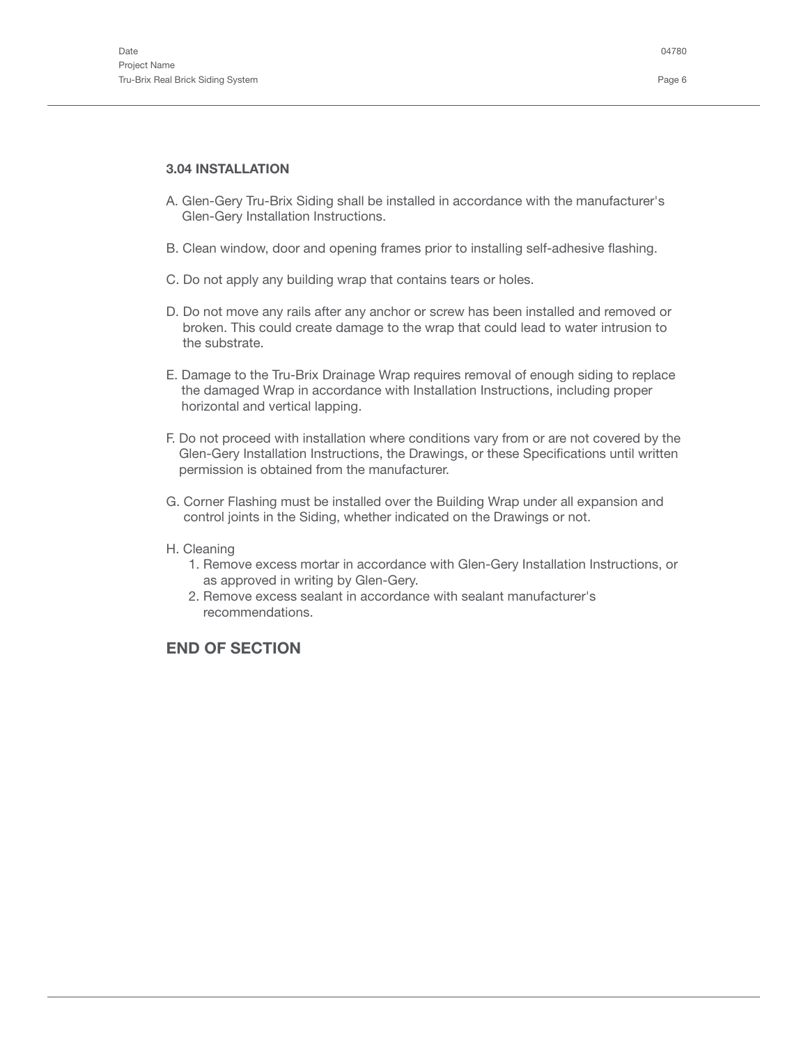### 3.04 INSTALLATION

A. Glen-Gery Tru-Brix Siding shall be installed in accordance with the manufacturer's Glen-Gery Installation Instructions.

B. Clean window, door and opening frames prior to installing self-adhesive flashing.

C. Do not apply any building wrap that contains tears or holes.

D. Do not move any rails after any anchor or screw has been installed and removed or broken. This could create damage to the wrap that could lead to water intrusion to the substrate.

E. Damage to the Tru-Brix Drainage Wrap requires removal of enough siding to replace the damaged Wrap in accordance with Installation Instructions, including proper horizontal and vertical lapping.

F. Do not proceed with installation where conditions vary from or are not covered by the Glen-Gery Installation Instructions, the Drawings, or these Specifications until written permission is obtained from the manufacturer.

G. Corner Flashing must be installed over the Building Wrap under all expansion and control joints in the Siding, whether indicated on the Drawings or not.

H. Cleaning
   1. Remove excess mortar in accordance with Glen-Gery Installation Instructions, or as approved in writing by Glen-Gery.
   2. Remove excess sealant in accordance with sealant manufacturer's recommendations.

## END OF SECTION